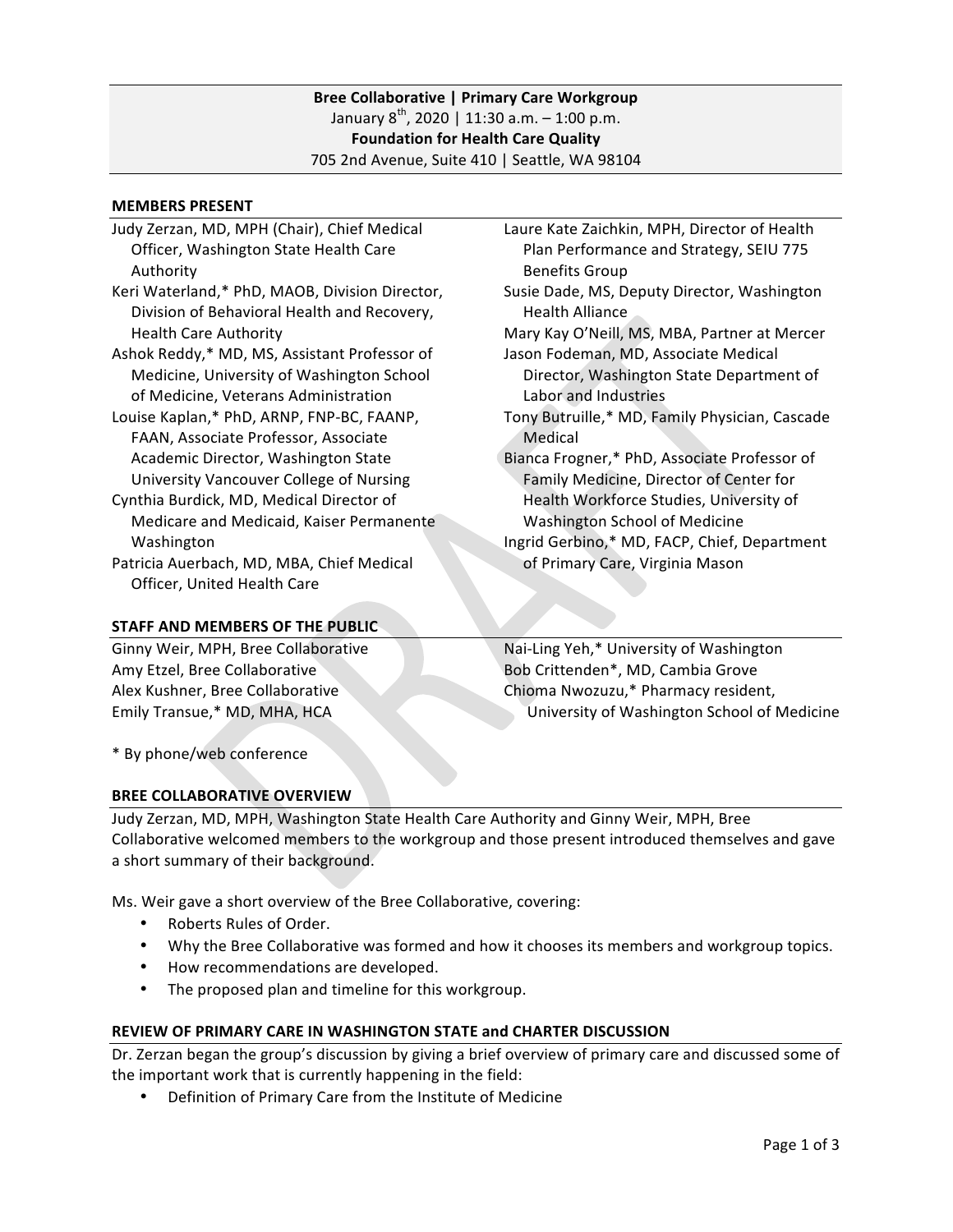**Bree Collaborative | Primary Care Workgroup**
January 8th, 2020 | 11:30 a.m. – 1:00 p.m.
**Foundation for Health Care Quality**
705 2nd Avenue, Suite 410 | Seattle, WA 98104

## MEMBERS PRESENT

- Judy Zerzan, MD, MPH (Chair), Chief Medical Officer, Washington State Health Care Authority
- Keri Waterland,* PhD, MAOB, Division Director, Division of Behavioral Health and Recovery, Health Care Authority
- Ashok Reddy,* MD, MS, Assistant Professor of Medicine, University of Washington School of Medicine, Veterans Administration
- Louise Kaplan,* PhD, ARNP, FNP-BC, FAANP, FAAN, Associate Professor, Associate Academic Director, Washington State University Vancouver College of Nursing
- Cynthia Burdick, MD, Medical Director of Medicare and Medicaid, Kaiser Permanente Washington
- Patricia Auerbach, MD, MBA, Chief Medical Officer, United Health Care
- Laure Kate Zaichkin, MPH, Director of Health Plan Performance and Strategy, SEIU 775 Benefits Group
- Susie Dade, MS, Deputy Director, Washington Health Alliance
- Mary Kay O'Neill, MS, MBA, Partner at Mercer
- Jason Fodeman, MD, Associate Medical Director, Washington State Department of Labor and Industries
- Tony Butruille,* MD, Family Physician, Cascade Medical
- Bianca Frogner,* PhD, Associate Professor of Family Medicine, Director of Center for Health Workforce Studies, University of Washington School of Medicine
- Ingrid Gerbino,* MD, FACP, Chief, Department of Primary Care, Virginia Mason

## STAFF AND MEMBERS OF THE PUBLIC

- Ginny Weir, MPH, Bree Collaborative
- Amy Etzel, Bree Collaborative
- Alex Kushner, Bree Collaborative
- Emily Transue,* MD, MHA, HCA
- Nai-Ling Yeh,* University of Washington
- Bob Crittenden*, MD, Cambia Grove
- Chioma Nwozuzu,* Pharmacy resident, University of Washington School of Medicine

\* By phone/web conference

## BREE COLLABORATIVE OVERVIEW

Judy Zerzan, MD, MPH, Washington State Health Care Authority and Ginny Weir, MPH, Bree Collaborative welcomed members to the workgroup and those present introduced themselves and gave a short summary of their background.

Ms. Weir gave a short overview of the Bree Collaborative, covering:

- Roberts Rules of Order.
- Why the Bree Collaborative was formed and how it chooses its members and workgroup topics.
- How recommendations are developed.
- The proposed plan and timeline for this workgroup.

## REVIEW OF PRIMARY CARE IN WASHINGTON STATE and CHARTER DISCUSSION

Dr. Zerzan began the group's discussion by giving a brief overview of primary care and discussed some of the important work that is currently happening in the field:

- Definition of Primary Care from the Institute of Medicine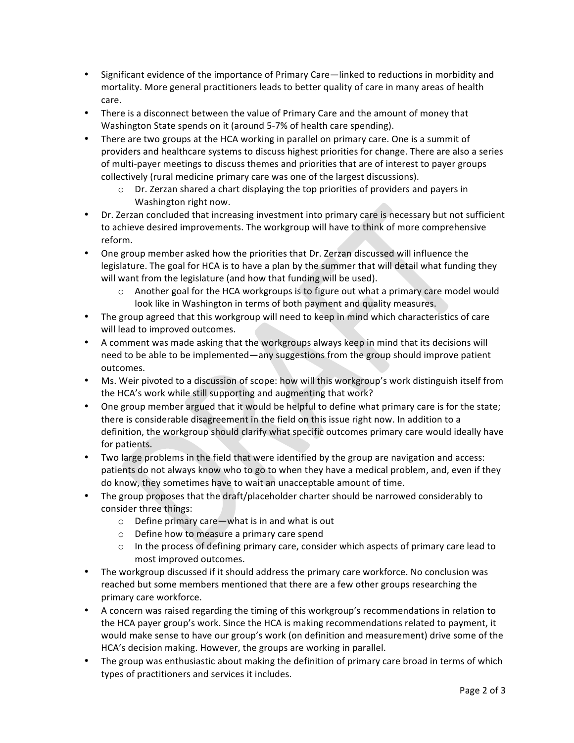- Significant evidence of the importance of Primary Care—linked to reductions in morbidity and mortality. More general practitioners leads to better quality of care in many areas of health care.
- There is a disconnect between the value of Primary Care and the amount of money that Washington State spends on it (around 5-7% of health care spending).
- There are two groups at the HCA working in parallel on primary care. One is a summit of providers and healthcare systems to discuss highest priorities for change. There are also a series of multi-payer meetings to discuss themes and priorities that are of interest to payer groups collectively (rural medicine primary care was one of the largest discussions).
    - Dr. Zerzan shared a chart displaying the top priorities of providers and payers in Washington right now.
- Dr. Zerzan concluded that increasing investment into primary care is necessary but not sufficient to achieve desired improvements. The workgroup will have to think of more comprehensive reform.
- One group member asked how the priorities that Dr. Zerzan discussed will influence the legislature. The goal for HCA is to have a plan by the summer that will detail what funding they will want from the legislature (and how that funding will be used).
    - Another goal for the HCA workgroups is to figure out what a primary care model would look like in Washington in terms of both payment and quality measures.
- The group agreed that this workgroup will need to keep in mind which characteristics of care will lead to improved outcomes.
- A comment was made asking that the workgroups always keep in mind that its decisions will need to be able to be implemented—any suggestions from the group should improve patient outcomes.
- Ms. Weir pivoted to a discussion of scope: how will this workgroup's work distinguish itself from the HCA's work while still supporting and augmenting that work?
- One group member argued that it would be helpful to define what primary care is for the state; there is considerable disagreement in the field on this issue right now. In addition to a definition, the workgroup should clarify what specific outcomes primary care would ideally have for patients.
- Two large problems in the field that were identified by the group are navigation and access: patients do not always know who to go to when they have a medical problem, and, even if they do know, they sometimes have to wait an unacceptable amount of time.
- The group proposes that the draft/placeholder charter should be narrowed considerably to consider three things:
    - Define primary care—what is in and what is out
    - Define how to measure a primary care spend
    - In the process of defining primary care, consider which aspects of primary care lead to most improved outcomes.
- The workgroup discussed if it should address the primary care workforce. No conclusion was reached but some members mentioned that there are a few other groups researching the primary care workforce.
- A concern was raised regarding the timing of this workgroup's recommendations in relation to the HCA payer group's work. Since the HCA is making recommendations related to payment, it would make sense to have our group's work (on definition and measurement) drive some of the HCA's decision making. However, the groups are working in parallel.
- The group was enthusiastic about making the definition of primary care broad in terms of which types of practitioners and services it includes.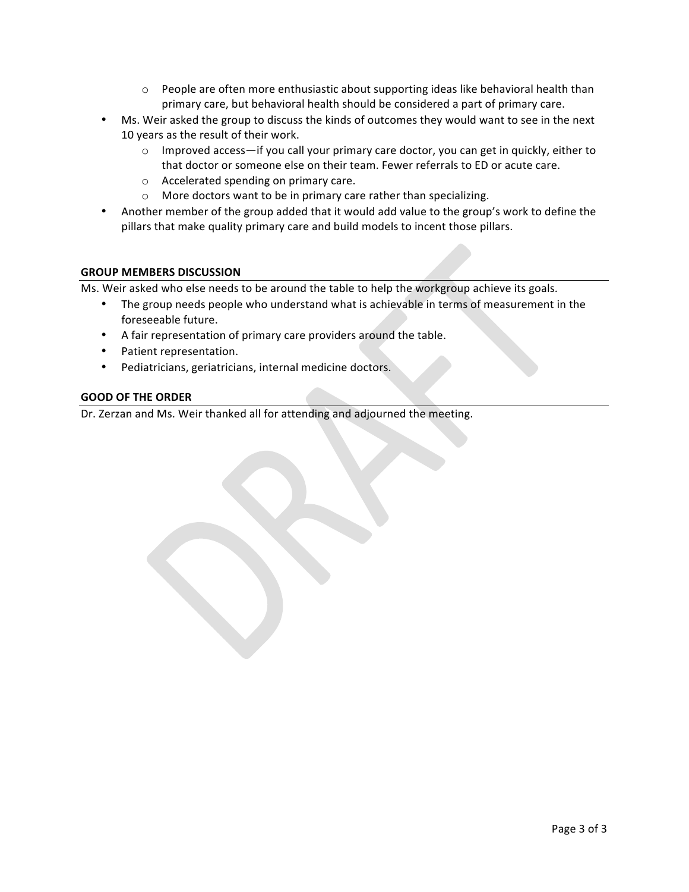- People are often more enthusiastic about supporting ideas like behavioral health than primary care, but behavioral health should be considered a part of primary care.
- Ms. Weir asked the group to discuss the kinds of outcomes they would want to see in the next 10 years as the result of their work.
  - Improved access—if you call your primary care doctor, you can get in quickly, either to that doctor or someone else on their team. Fewer referrals to ED or acute care.
  - Accelerated spending on primary care.
  - More doctors want to be in primary care rather than specializing.
- Another member of the group added that it would add value to the group's work to define the pillars that make quality primary care and build models to incent those pillars.

**GROUP MEMBERS DISCUSSION**

Ms. Weir asked who else needs to be around the table to help the workgroup achieve its goals.

- The group needs people who understand what is achievable in terms of measurement in the foreseeable future.
- A fair representation of primary care providers around the table.
- Patient representation.
- Pediatricians, geriatricians, internal medicine doctors.

**GOOD OF THE ORDER**

Dr. Zerzan and Ms. Weir thanked all for attending and adjourned the meeting.